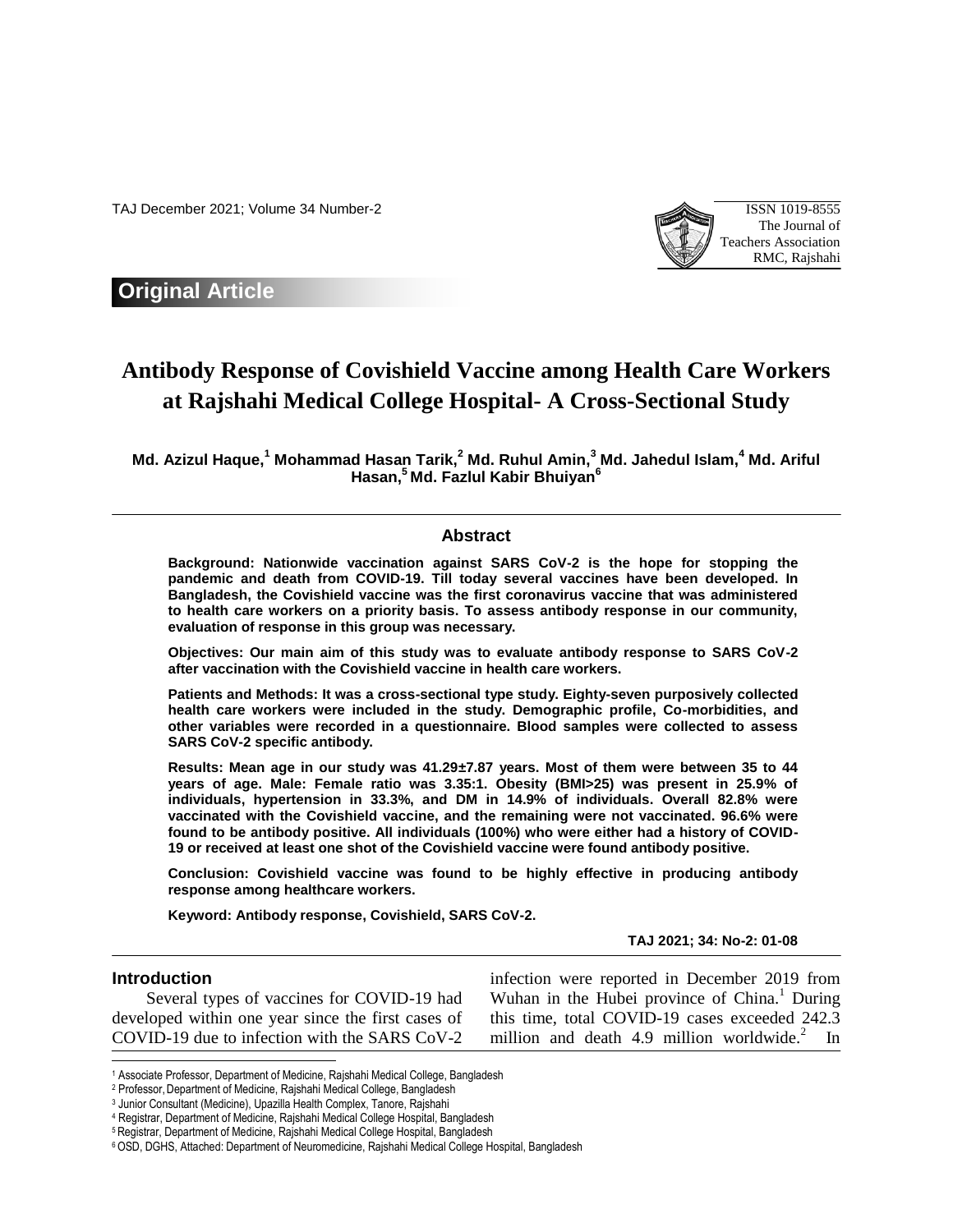## Original Article

# Antibody Response of Covishield Vaccine among Health Care Workers at Rajshahi Medical College Hospital- A Cross-Sectional Study

**Md. Azizul Haque,[1] Mohammad Hasan Tarik,[2] Md. Ruhul Amin,[3] Md. Jahedul Islam,[4] Md. Ariful Hasan,[5] Md. Fazlul Kabir Bhuiyan[6]**

## Abstract

**Background: Nationwide vaccination against SARS CoV-2 is the hope for stopping the pandemic and death from COVID-19. Till today several vaccines have been developed. In Bangladesh, the Covishield vaccine was the first coronavirus vaccine that was administered to health care workers on a priority basis. To assess antibody response in our community, evaluation of response in this group was necessary.**

**Objectives: Our main aim of this study was to evaluate antibody response to SARS CoV-2 after vaccination with the Covishield vaccine in health care workers.**

**Patients and Methods: It was a cross-sectional type study. Eighty-seven purposively collected health care workers were included in the study. Demographic profile, Co-morbidities, and other variables were recorded in a questionnaire. Blood samples were collected to assess SARS CoV-2 specific antibody.**

**Results: Mean age in our study was 41.29±7.87 years. Most of them were between 35 to 44 years of age. Male: Female ratio was 3.35:1. Obesity (BMI>25) was present in 25.9% of individuals, hypertension in 33.3%, and DM in 14.9% of individuals. Overall 82.8% were vaccinated with the Covishield vaccine, and the remaining were not vaccinated. 96.6% were found to be antibody positive. All individuals (100%) who were either had a history of COVID-19 or received at least one shot of the Covishield vaccine were found antibody positive.**

**Conclusion: Covishield vaccine was found to be highly effective in producing antibody response among healthcare workers.**

**Keyword: Antibody response, Covishield, SARS CoV-2.**

### Introduction

Several types of vaccines for COVID-19 had developed within one year since the first cases of COVID-19 due to infection with the SARS CoV-2 infection were reported in December 2019 from Wuhan in the Hubei province of China.[1] During this time, total COVID-19 cases exceeded 242.3 million and death 4.9 million worldwide.[2] In

---

[1] Associate Professor, Department of Medicine, Rajshahi Medical College, Bangladesh
[2] Professor, Department of Medicine, Rajshahi Medical College, Bangladesh
[3] Junior Consultant (Medicine), Upazilla Health Complex, Tanore, Rajshahi
[4] Registrar, Department of Medicine, Rajshahi Medical College Hospital, Bangladesh
[5] Registrar, Department of Medicine, Rajshahi Medical College Hospital, Bangladesh
[6] OSD, DGHS, Attached: Department of Neuromedicine, Rajshahi Medical College Hospital, Bangladesh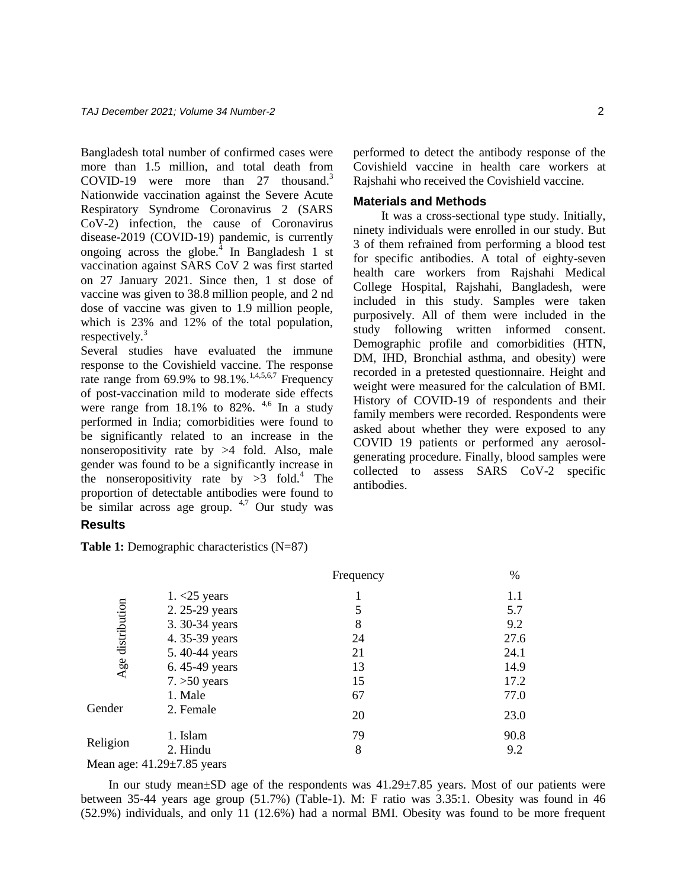Bangladesh total number of confirmed cases were more than 1.5 million, and total death from COVID-19 were more than 27 thousand.[3] Nationwide vaccination against the Severe Acute Respiratory Syndrome Coronavirus 2 (SARS CoV-2) infection, the cause of Coronavirus disease-2019 (COVID-19) pandemic, is currently ongoing across the globe.[4] In Bangladesh 1 st vaccination against SARS CoV 2 was first started on 27 January 2021. Since then, 1 st dose of vaccine was given to 38.8 million people, and 2 nd dose of vaccine was given to 1.9 million people, which is 23% and 12% of the total population, respectively.[3]

Several studies have evaluated the immune response to the Covishield vaccine. The response rate range from 69.9% to 98.1%.[1,4,5,6,7] Frequency of post-vaccination mild to moderate side effects were range from 18.1% to 82%. [4,6] In a study performed in India; comorbidities were found to be significantly related to an increase in the nonseropositivity rate by >4 fold. Also, male gender was found to be a significantly increase in the nonseropositivity rate by >3 fold.[4] The proportion of detectable antibodies were found to be similar across age group. [4,7] Our study was performed to detect the antibody response of the Covishield vaccine in health care workers at Rajshahi who received the Covishield vaccine.

## Materials and Methods

It was a cross-sectional type study. Initially, ninety individuals were enrolled in our study. But 3 of them refrained from performing a blood test for specific antibodies. A total of eighty-seven health care workers from Rajshahi Medical College Hospital, Rajshahi, Bangladesh, were included in this study. Samples were taken purposively. All of them were included in the study following written informed consent. Demographic profile and comorbidities (HTN, DM, IHD, Bronchial asthma, and obesity) were recorded in a pretested questionnaire. Height and weight were measured for the calculation of BMI. History of COVID-19 of respondents and their family members were recorded. Respondents were asked about whether they were exposed to any COVID 19 patients or performed any aerosol-generating procedure. Finally, blood samples were collected to assess SARS CoV-2 specific antibodies.

## Results

**Table 1:** Demographic characteristics (N=87)

| | | Frequency | % |
|---|---|---|---|
| Age distribution | 1. <25 years | 1 | 1.1 |
| | 2. 25-29 years | 5 | 5.7 |
| | 3. 30-34 years | 8 | 9.2 |
| | 4. 35-39 years | 24 | 27.6 |
| | 5. 40-44 years | 21 | 24.1 |
| | 6. 45-49 years | 13 | 14.9 |
| | 7. >50 years | 15 | 17.2 |
| Gender | 1. Male | 67 | 77.0 |
| | 2. Female | 20 | 23.0 |
| Religion | 1. Islam | 79 | 90.8 |
| | 2. Hindu | 8 | 9.2 |

Mean age: 41.29±7.85 years

In our study mean±SD age of the respondents was 41.29±7.85 years. Most of our patients were between 35-44 years age group (51.7%) (Table-1). M: F ratio was 3.35:1. Obesity was found in 46 (52.9%) individuals, and only 11 (12.6%) had a normal BMI. Obesity was found to be more frequent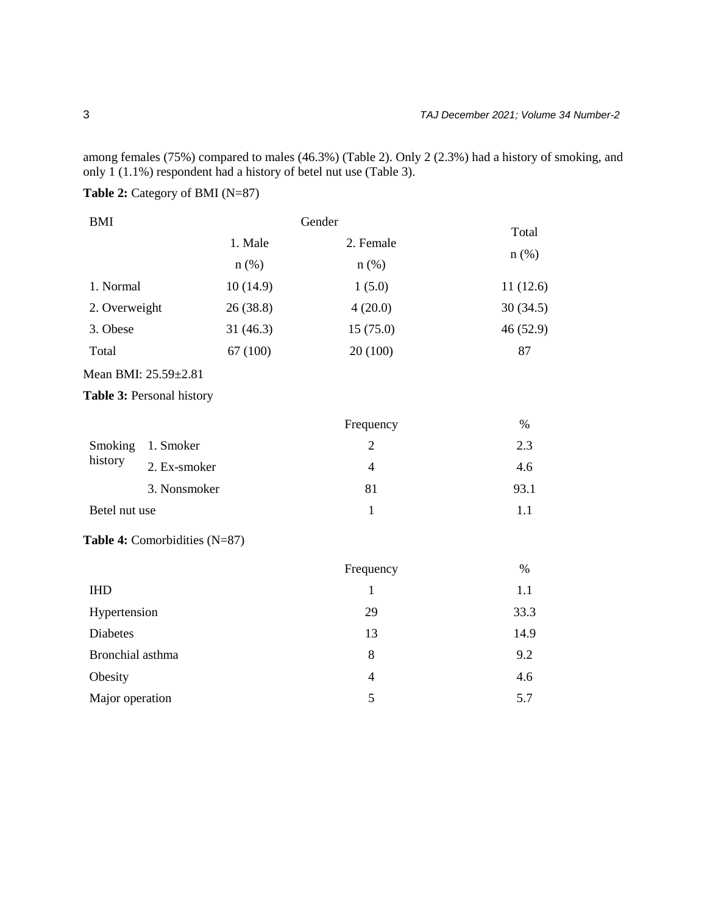among females (75%) compared to males (46.3%) (Table 2). Only 2 (2.3%) had a history of smoking, and only 1 (1.1%) respondent had a history of betel nut use (Table 3).

**Table 2:** Category of BMI (N=87)

| BMI | Gender | | Total |
|---|---|---|---|
| | 1. Male n (%) | 2. Female n (%) | n (%) |
| 1. Normal | 10 (14.9) | 1 (5.0) | 11 (12.6) |
| 2. Overweight | 26 (38.8) | 4 (20.0) | 30 (34.5) |
| 3. Obese | 31 (46.3) | 15 (75.0) | 46 (52.9) |
| Total | 67 (100) | 20 (100) | 87 |

Mean BMI: 25.59±2.81

**Table 3:** Personal history

| | | Frequency | % |
|---|---|---|---|
| Smoking history | 1. Smoker | 2 | 2.3 |
| | 2. Ex-smoker | 4 | 4.6 |
| | 3. Nonsmoker | 81 | 93.1 |
| Betel nut use | | 1 | 1.1 |

**Table 4:** Comorbidities (N=87)

| | Frequency | % |
|---|---|---|
| IHD | 1 | 1.1 |
| Hypertension | 29 | 33.3 |
| Diabetes | 13 | 14.9 |
| Bronchial asthma | 8 | 9.2 |
| Obesity | 4 | 4.6 |
| Major operation | 5 | 5.7 |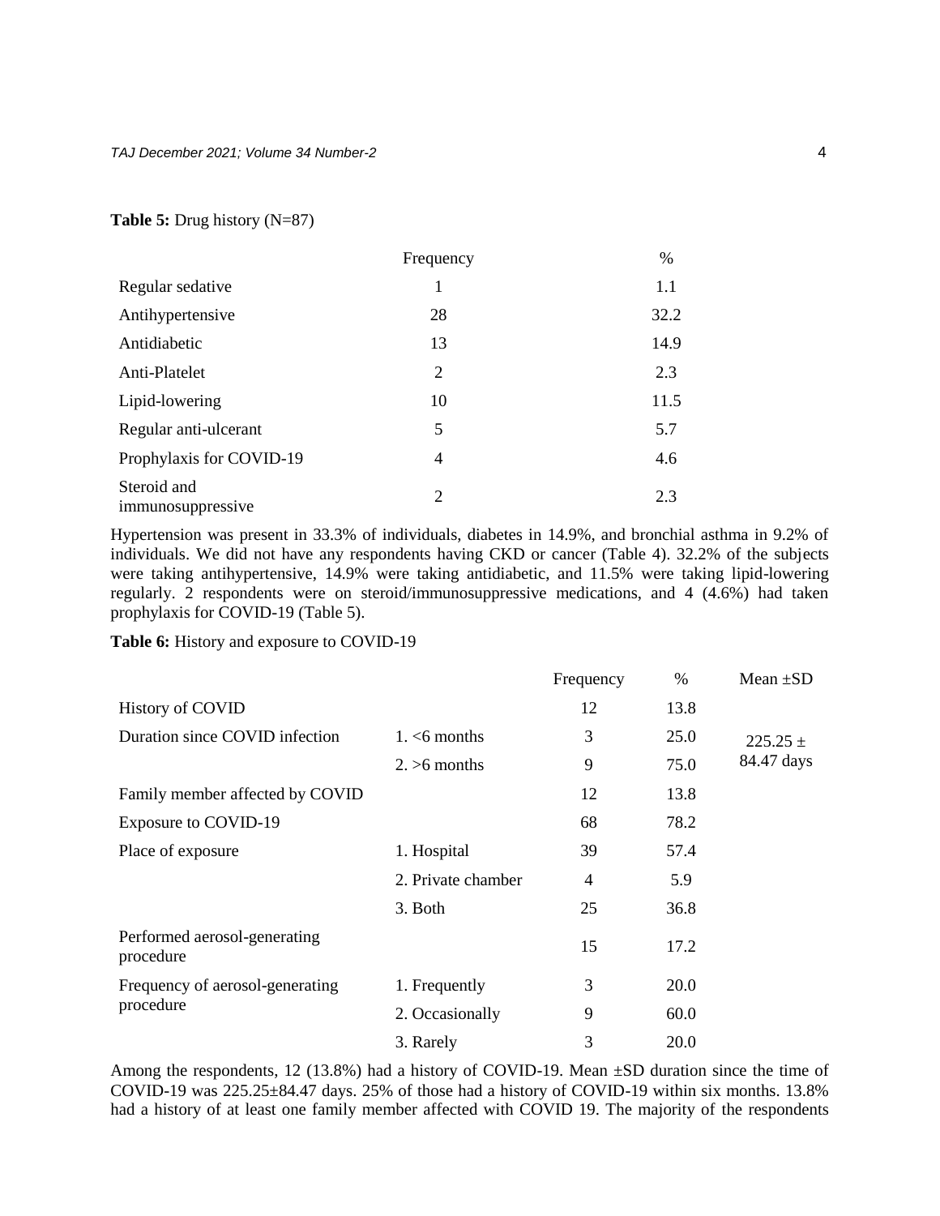**Table 5:** Drug history (N=87)

| | Frequency | % |
|---|---|---|
| Regular sedative | 1 | 1.1 |
| Antihypertensive | 28 | 32.2 |
| Antidiabetic | 13 | 14.9 |
| Anti-Platelet | 2 | 2.3 |
| Lipid-lowering | 10 | 11.5 |
| Regular anti-ulcerant | 5 | 5.7 |
| Prophylaxis for COVID-19 | 4 | 4.6 |
| Steroid and immunosuppressive | 2 | 2.3 |

Hypertension was present in 33.3% of individuals, diabetes in 14.9%, and bronchial asthma in 9.2% of individuals. We did not have any respondents having CKD or cancer (Table 4). 32.2% of the subjects were taking antihypertensive, 14.9% were taking antidiabetic, and 11.5% were taking lipid-lowering regularly. 2 respondents were on steroid/immunosuppressive medications, and 4 (4.6%) had taken prophylaxis for COVID-19 (Table 5).

**Table 6:** History and exposure to COVID-19

| | | Frequency | % | Mean ±SD |
|---|---|---|---|---|
| History of COVID | | 12 | 13.8 | |
| Duration since COVID infection | 1. <6 months | 3 | 25.0 | 225.25 ± 84.47 days |
| | 2. >6 months | 9 | 75.0 | |
| Family member affected by COVID | | 12 | 13.8 | |
| Exposure to COVID-19 | | 68 | 78.2 | |
| Place of exposure | 1. Hospital | 39 | 57.4 | |
| | 2. Private chamber | 4 | 5.9 | |
| | 3. Both | 25 | 36.8 | |
| Performed aerosol-generating procedure | | 15 | 17.2 | |
| Frequency of aerosol-generating procedure | 1. Frequently | 3 | 20.0 | |
| | 2. Occasionally | 9 | 60.0 | |
| | 3. Rarely | 3 | 20.0 | |

Among the respondents, 12 (13.8%) had a history of COVID-19. Mean ±SD duration since the time of COVID-19 was 225.25±84.47 days. 25% of those had a history of COVID-19 within six months. 13.8% had a history of at least one family member affected with COVID 19. The majority of the respondents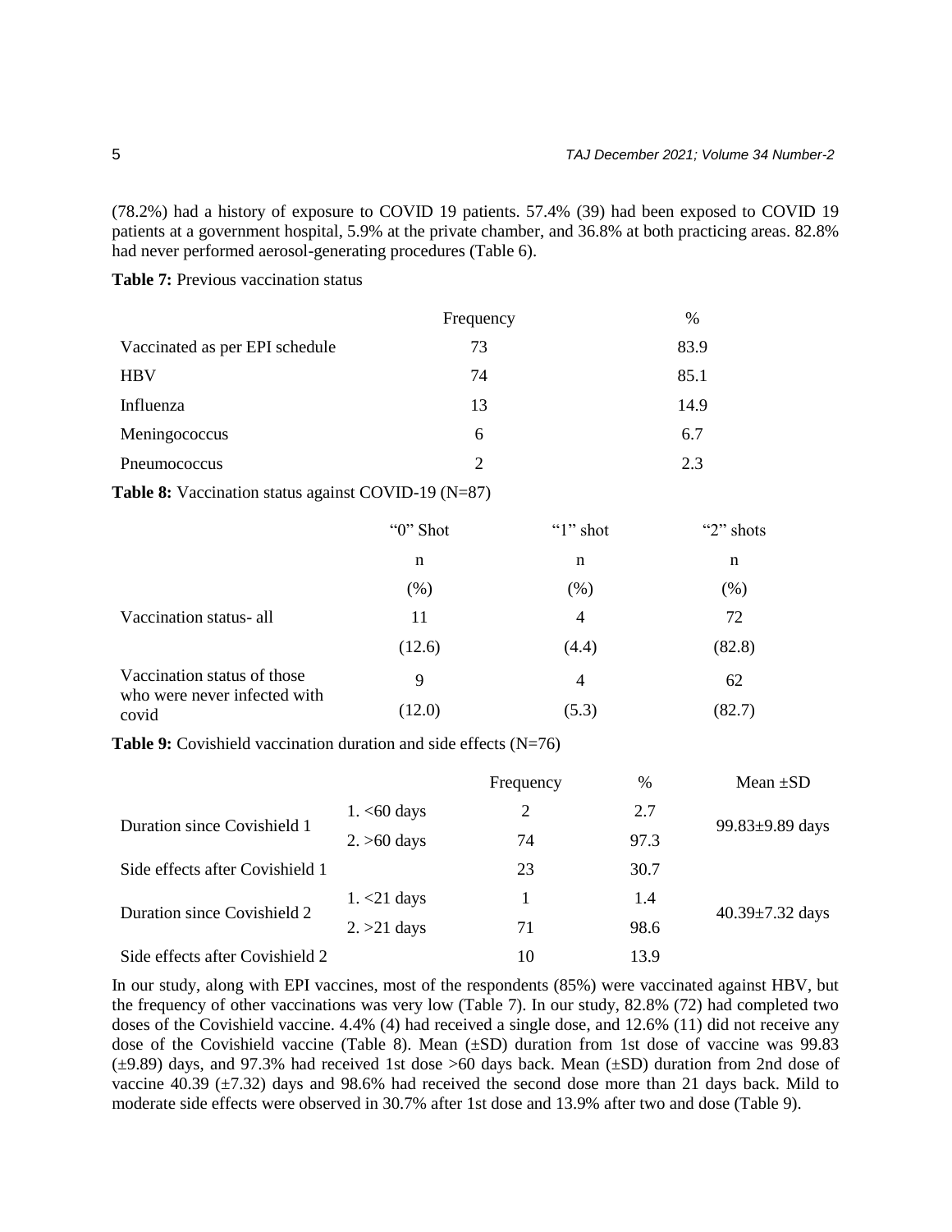(78.2%) had a history of exposure to COVID 19 patients. 57.4% (39) had been exposed to COVID 19 patients at a government hospital, 5.9% at the private chamber, and 36.8% at both practicing areas. 82.8% had never performed aerosol-generating procedures (Table 6).

**Table 7:** Previous vaccination status

| | Frequency | % |
|---|---|---|
| Vaccinated as per EPI schedule | 73 | 83.9 |
| HBV | 74 | 85.1 |
| Influenza | 13 | 14.9 |
| Meningococcus | 6 | 6.7 |
| Pneumococcus | 2 | 2.3 |

**Table 8:** Vaccination status against COVID-19 (N=87)

| | "0" Shot n (%) | "1" shot n (%) | "2" shots n (%) |
|---|---|---|---|
| Vaccination status- all | 11 (12.6) | 4 (4.4) | 72 (82.8) |
| Vaccination status of those who were never infected with covid | 9 (12.0) | 4 (5.3) | 62 (82.7) |

**Table 9:** Covishield vaccination duration and side effects (N=76)

| | | Frequency | % | Mean ±SD |
|---|---|---|---|---|
| Duration since Covishield 1 | 1. <60 days | 2 | 2.7 | 99.83±9.89 days |
| | 2. >60 days | 74 | 97.3 | |
| Side effects after Covishield 1 | | 23 | 30.7 | |
| Duration since Covishield 2 | 1. <21 days | 1 | 1.4 | 40.39±7.32 days |
| | 2. >21 days | 71 | 98.6 | |
| Side effects after Covishield 2 | | 10 | 13.9 | |

In our study, along with EPI vaccines, most of the respondents (85%) were vaccinated against HBV, but the frequency of other vaccinations was very low (Table 7). In our study, 82.8% (72) had completed two doses of the Covishield vaccine. 4.4% (4) had received a single dose, and 12.6% (11) did not receive any dose of the Covishield vaccine (Table 8). Mean (±SD) duration from 1st dose of vaccine was 99.83 (±9.89) days, and 97.3% had received 1st dose >60 days back. Mean (±SD) duration from 2nd dose of vaccine 40.39 (±7.32) days and 98.6% had received the second dose more than 21 days back. Mild to moderate side effects were observed in 30.7% after 1st dose and 13.9% after two and dose (Table 9).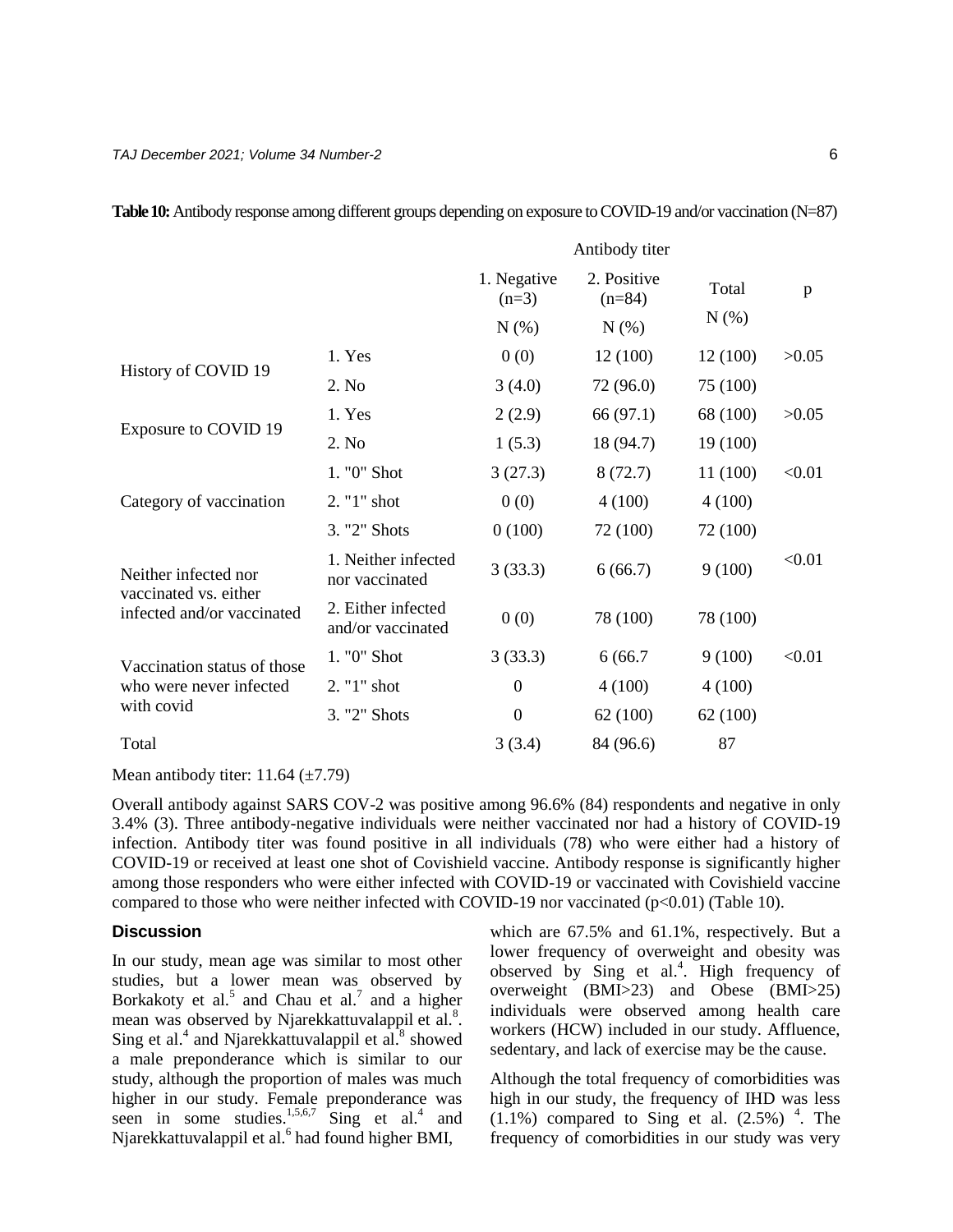**Table 10:** Antibody response among different groups depending on exposure to COVID-19 and/or vaccination (N=87)

| | | Antibody titer | | | |
|---|---|---|---|---|---|
| | | 1. Negative (n=3) | 2. Positive (n=84) | Total | p |
| | | N (%) | N (%) | N (%) | |
| History of COVID 19 | 1. Yes | 0 (0) | 12 (100) | 12 (100) | >0.05 |
| | 2. No | 3 (4.0) | 72 (96.0) | 75 (100) | |
| Exposure to COVID 19 | 1. Yes | 2 (2.9) | 66 (97.1) | 68 (100) | >0.05 |
| | 2. No | 1 (5.3) | 18 (94.7) | 19 (100) | |
| Category of vaccination | 1. "0" Shot | 3 (27.3) | 8 (72.7) | 11 (100) | <0.01 |
| | 2. "1" shot | 0 (0) | 4 (100) | 4 (100) | |
| | 3. "2" Shots | 0 (100) | 72 (100) | 72 (100) | |
| Neither infected nor vaccinated vs. either infected and/or vaccinated | 1. Neither infected nor vaccinated | 3 (33.3) | 6 (66.7) | 9 (100) | <0.01 |
| | 2. Either infected and/or vaccinated | 0 (0) | 78 (100) | 78 (100) | |
| Vaccination status of those who were never infected with covid | 1. "0" Shot | 3 (33.3) | 6 (66.7 | 9 (100) | <0.01 |
| | 2. "1" shot | 0 | 4 (100) | 4 (100) | |
| | 3. "2" Shots | 0 | 62 (100) | 62 (100) | |
| Total | | 3 (3.4) | 84 (96.6) | 87 | |

Mean antibody titer: 11.64 (±7.79)

Overall antibody against SARS COV-2 was positive among 96.6% (84) respondents and negative in only 3.4% (3). Three antibody-negative individuals were neither vaccinated nor had a history of COVID-19 infection. Antibody titer was found positive in all individuals (78) who were either had a history of COVID-19 or received at least one shot of Covishield vaccine. Antibody response is significantly higher among those responders who were either infected with COVID-19 or vaccinated with Covishield vaccine compared to those who were neither infected with COVID-19 nor vaccinated (p<0.01) (Table 10).

## Discussion

In our study, mean age was similar to most other studies, but a lower mean was observed by Borkakoty et al.[5] and Chau et al.[7] and a higher mean was observed by Njarekkattuvalappil et al.[8]. Sing et al.[4] and Njarekkattuvalappil et al.[8] showed a male preponderance which is similar to our study, although the proportion of males was much higher in our study. Female preponderance was seen in some studies.[1,5,6,7] Sing et al.[4] and Njarekkattuvalappil et al.[6] had found higher BMI, which are 67.5% and 61.1%, respectively. But a lower frequency of overweight and obesity was observed by Sing et al.[4]. High frequency of overweight (BMI>23) and Obese (BMI>25) individuals were observed among health care workers (HCW) included in our study. Affluence, sedentary, and lack of exercise may be the cause.

Although the total frequency of comorbidities was high in our study, the frequency of IHD was less (1.1%) compared to Sing et al. (2.5%) [4]. The frequency of comorbidities in our study was very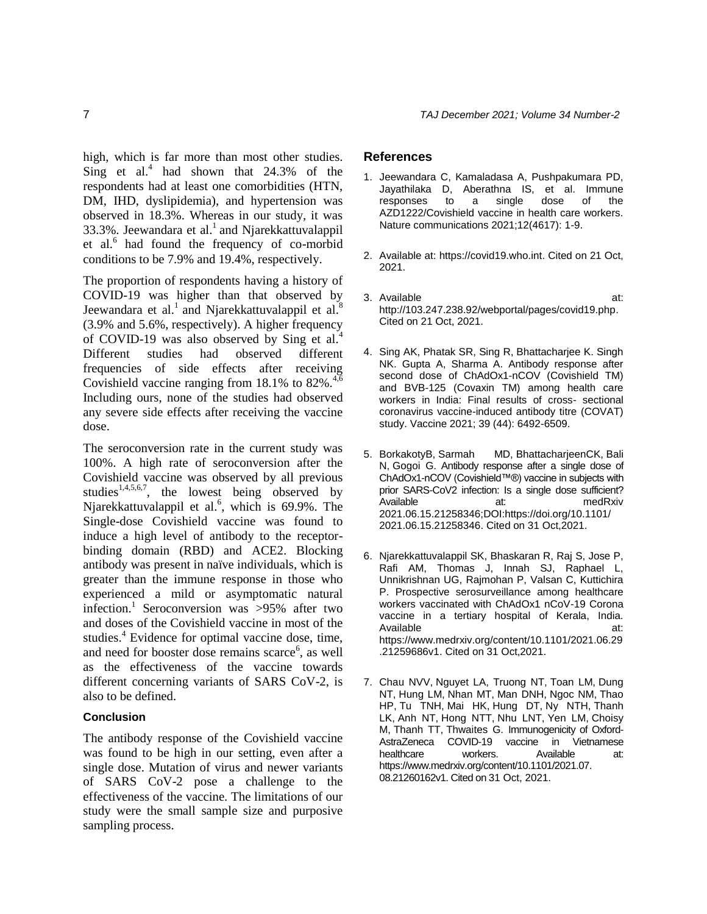high, which is far more than most other studies. Sing et al.[4] had shown that 24.3% of the respondents had at least one comorbidities (HTN, DM, IHD, dyslipidemia), and hypertension was observed in 18.3%. Whereas in our study, it was 33.3%. Jeewandara et al.[1] and Njarekkattuvalappil et al.[6] had found the frequency of co-morbid conditions to be 7.9% and 19.4%, respectively.

The proportion of respondents having a history of COVID-19 was higher than that observed by Jeewandara et al.[1] and Njarekkattuvalappil et al.[8] (3.9% and 5.6%, respectively). A higher frequency of COVID-19 was also observed by Sing et al.[4] Different studies had observed different frequencies of side effects after receiving Covishield vaccine ranging from 18.1% to 82%.[4,6] Including ours, none of the studies had observed any severe side effects after receiving the vaccine dose.

The seroconversion rate in the current study was 100%. A high rate of seroconversion after the Covishield vaccine was observed by all previous studies[1,4,5,6,7], the lowest being observed by Njarekkattuvalappil et al.[6], which is 69.9%. The Single-dose Covishield vaccine was found to induce a high level of antibody to the receptor-binding domain (RBD) and ACE2. Blocking antibody was present in naïve individuals, which is greater than the immune response in those who experienced a mild or asymptomatic natural infection.[1] Seroconversion was >95% after two and doses of the Covishield vaccine in most of the studies.[4] Evidence for optimal vaccine dose, time, and need for booster dose remains scarce[6], as well as the effectiveness of the vaccine towards different concerning variants of SARS CoV-2, is also to be defined.

### Conclusion

The antibody response of the Covishield vaccine was found to be high in our setting, even after a single dose. Mutation of virus and newer variants of SARS CoV-2 pose a challenge to the effectiveness of the vaccine. The limitations of our study were the small sample size and purposive sampling process.

## References

1. Jeewandara C, Kamaladasa A, Pushpakumara PD, Jayathilaka D, Aberathna IS, et al. Immune responses to a single dose of the AZD1222/Covishield vaccine in health care workers. Nature communications 2021;12(4617): 1-9.

2. Available at: https://covid19.who.int. Cited on 21 Oct, 2021.

3. Available at: http://103.247.238.92/webportal/pages/covid19.php. Cited on 21 Oct, 2021.

4. Sing AK, Phatak SR, Sing R, Bhattacharjee K. Singh NK. Gupta A, Sharma A. Antibody response after second dose of ChAdOx1-nCOV (Covishield TM) and BVB-125 (Covaxin TM) among health care workers in India: Final results of cross- sectional coronavirus vaccine-induced antibody titre (COVAT) study. Vaccine 2021; 39 (44): 6492-6509.

5. BorkakotyB, Sarmah MD, BhattacharjeenCK, Bali N, Gogoi G. Antibody response after a single dose of ChAdOx1-nCOV (Covishield™®) vaccine in subjects with prior SARS-CoV2 infection: Is a single dose sufficient? Available at: medRxiv 2021.06.15.21258346;DOI:https://doi.org/10.1101/ 2021.06.15.21258346. Cited on 31 Oct,2021.

6. Njarekkattuvalappil SK, Bhaskaran R, Raj S, Jose P, Rafi AM, Thomas J, Innah SJ, Raphael L, Unnikrishnan UG, Rajmohan P, Valsan C, Kuttichira P. Prospective serosurveillance among healthcare workers vaccinated with ChAdOx1 nCoV-19 Corona vaccine in a tertiary hospital of Kerala, India. Available at: https://www.medrxiv.org/content/10.1101/2021.06.29.21259686v1. Cited on 31 Oct,2021.

7. Chau NVV, Nguyet LA, Truong NT, Toan LM, Dung NT, Hung LM, Nhan MT, Man DNH, Ngoc NM, Thao HP, Tu TNH, Mai HK, Hung DT, Ny NTH, Thanh LK, Anh NT, Hong NTT, Nhu LNT, Yen LM, Choisy M, Thanh TT, Thwaites G. Immunogenicity of Oxford-AstraZeneca COVID-19 vaccine in Vietnamese healthcare workers. Available at: https://www.medrxiv.org/content/10.1101/2021.07.08.21260162v1. Cited on 31 Oct, 2021.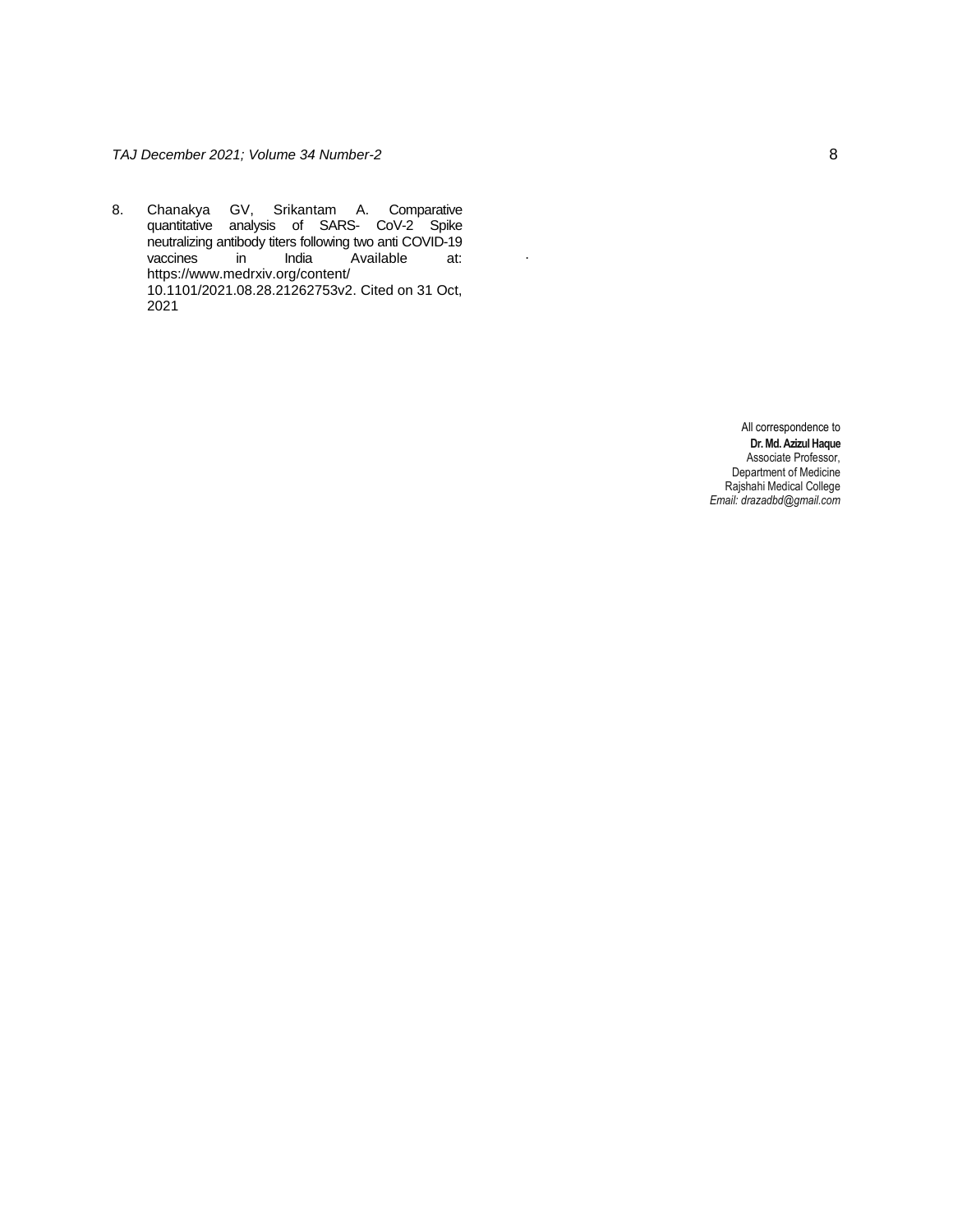8. Chanakya GV, Srikantam A. Comparative quantitative analysis of SARS- CoV-2 Spike neutralizing antibody titers following two anti COVID-19 vaccines in India Available at: https://www.medrxiv.org/content/ 10.1101/2021.08.28.21262753v2. Cited on 31 Oct, 2021

All correspondence to  
**Dr. Md. Azizul Haque**  
Associate Professor,  
Department of Medicine  
Rajshahi Medical College  
*Email: drazadbd@gmail.com*